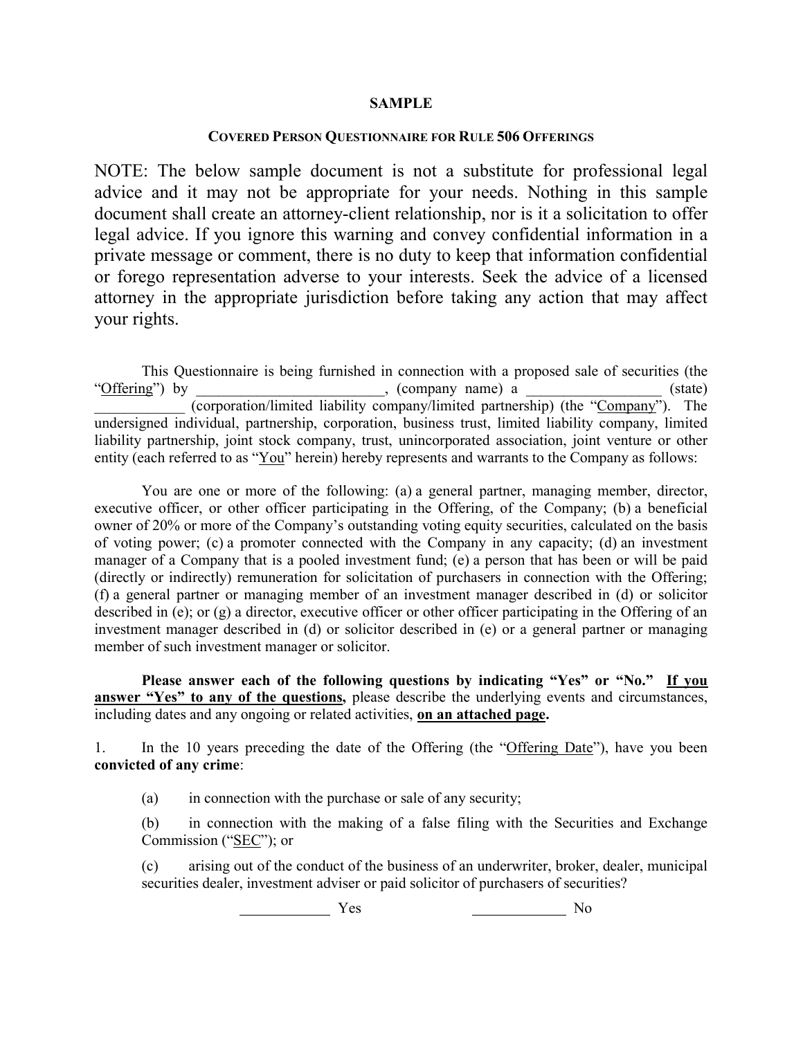**SAMPLE**

**COVERED PERSON QUESTIONNAIRE FOR RULE 506 OFFERINGS**

NOTE: The below sample document is not a substitute for professional legal advice and it may not be appropriate for your needs. Nothing in this sample document shall create an attorney-client relationship, nor is it a solicitation to offer legal advice. If you ignore this warning and convey confidential information in a private message or comment, there is no duty to keep that information confidential or forego representation adverse to your interests. Seek the advice of a licensed attorney in the appropriate jurisdiction before taking any action that may affect your rights.

This Questionnaire is being furnished in connection with a proposed sale of securities (the "Offering") by ________________________, (company name) a _________________ (state) ____________ (corporation/limited liability company/limited partnership) (the "Company"). The undersigned individual, partnership, corporation, business trust, limited liability company, limited liability partnership, joint stock company, trust, unincorporated association, joint venture or other entity (each referred to as "You" herein) hereby represents and warrants to the Company as follows:

You are one or more of the following: (a) a general partner, managing member, director, executive officer, or other officer participating in the Offering, of the Company; (b) a beneficial owner of 20% or more of the Company's outstanding voting equity securities, calculated on the basis of voting power; (c) a promoter connected with the Company in any capacity; (d) an investment manager of a Company that is a pooled investment fund; (e) a person that has been or will be paid (directly or indirectly) remuneration for solicitation of purchasers in connection with the Offering; (f) a general partner or managing member of an investment manager described in (d) or solicitor described in (e); or (g) a director, executive officer or other officer participating in the Offering of an investment manager described in (d) or solicitor described in (e) or a general partner or managing member of such investment manager or solicitor.

**Please answer each of the following questions by indicating "Yes" or "No." <u>If you answer "Yes" to any of the questions,</u>** please describe the underlying events and circumstances, including dates and any ongoing or related activities, **<u>on an attached page</u>.**

1. In the 10 years preceding the date of the Offering (the "Offering Date"), have you been **convicted of any crime**:

(a) in connection with the purchase or sale of any security;

(b) in connection with the making of a false filing with the Securities and Exchange Commission ("SEC"); or

(c) arising out of the conduct of the business of an underwriter, broker, dealer, municipal securities dealer, investment adviser or paid solicitor of purchasers of securities?

____________ Yes ____________ No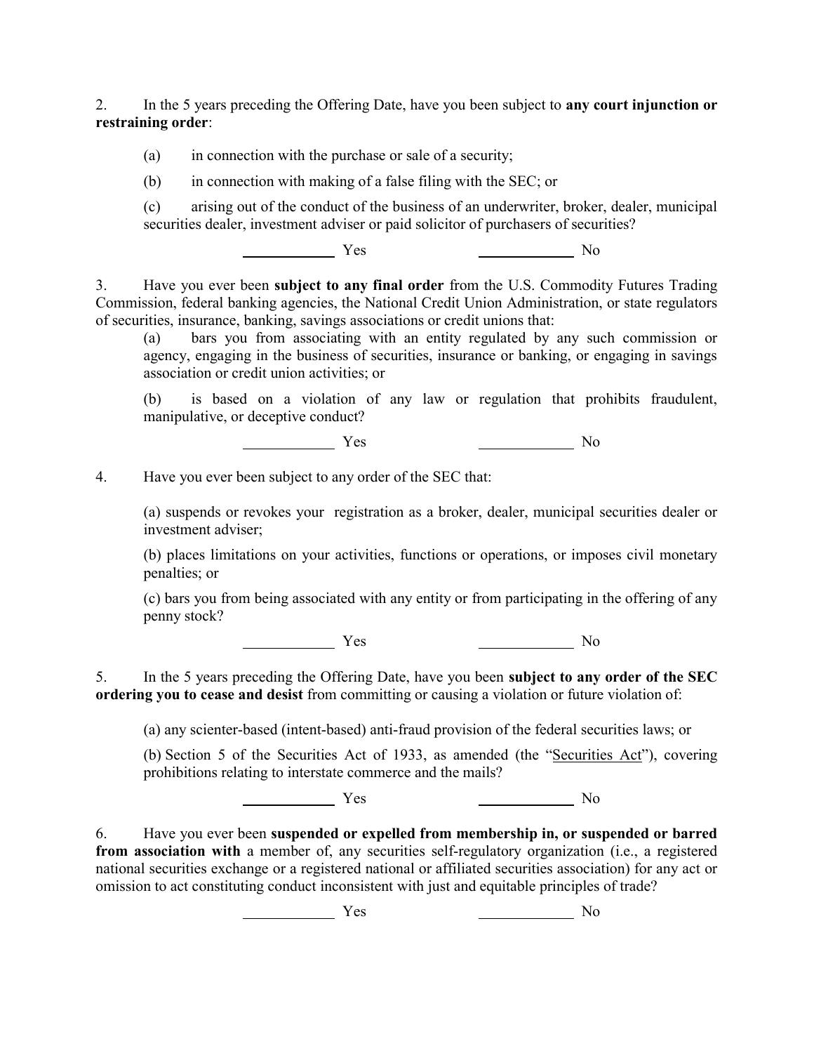2. In the 5 years preceding the Offering Date, have you been subject to **any court injunction or restraining order**:

(a) in connection with the purchase or sale of a security;

(b) in connection with making of a false filing with the SEC; or

(c) arising out of the conduct of the business of an underwriter, broker, dealer, municipal securities dealer, investment adviser or paid solicitor of purchasers of securities?

\_\_\_\_\_\_\_\_\_\_\_\_ Yes \_\_\_\_\_\_\_\_\_\_\_\_ No

3. Have you ever been **subject to any final order** from the U.S. Commodity Futures Trading Commission, federal banking agencies, the National Credit Union Administration, or state regulators of securities, insurance, banking, savings associations or credit unions that:

(a) bars you from associating with an entity regulated by any such commission or agency, engaging in the business of securities, insurance or banking, or engaging in savings association or credit union activities; or

(b) is based on a violation of any law or regulation that prohibits fraudulent, manipulative, or deceptive conduct?

\_\_\_\_\_\_\_\_\_\_\_\_ Yes \_\_\_\_\_\_\_\_\_\_\_\_ No

4. Have you ever been subject to any order of the SEC that:

(a) suspends or revokes your registration as a broker, dealer, municipal securities dealer or investment adviser;

(b) places limitations on your activities, functions or operations, or imposes civil monetary penalties; or

(c) bars you from being associated with any entity or from participating in the offering of any penny stock?

\_\_\_\_\_\_\_\_\_\_\_\_ Yes \_\_\_\_\_\_\_\_\_\_\_\_ No

5. In the 5 years preceding the Offering Date, have you been **subject to any order of the SEC ordering you to cease and desist** from committing or causing a violation or future violation of:

(a) any scienter-based (intent-based) anti-fraud provision of the federal securities laws; or

(b) Section 5 of the Securities Act of 1933, as amended (the "Securities Act"), covering prohibitions relating to interstate commerce and the mails?

\_\_\_\_\_\_\_\_\_\_\_\_ Yes \_\_\_\_\_\_\_\_\_\_\_\_ No

6. Have you ever been **suspended or expelled from membership in, or suspended or barred from association with** a member of, any securities self-regulatory organization (i.e., a registered national securities exchange or a registered national or affiliated securities association) for any act or omission to act constituting conduct inconsistent with just and equitable principles of trade?

\_\_\_\_\_\_\_\_\_\_\_\_ Yes \_\_\_\_\_\_\_\_\_\_\_\_ No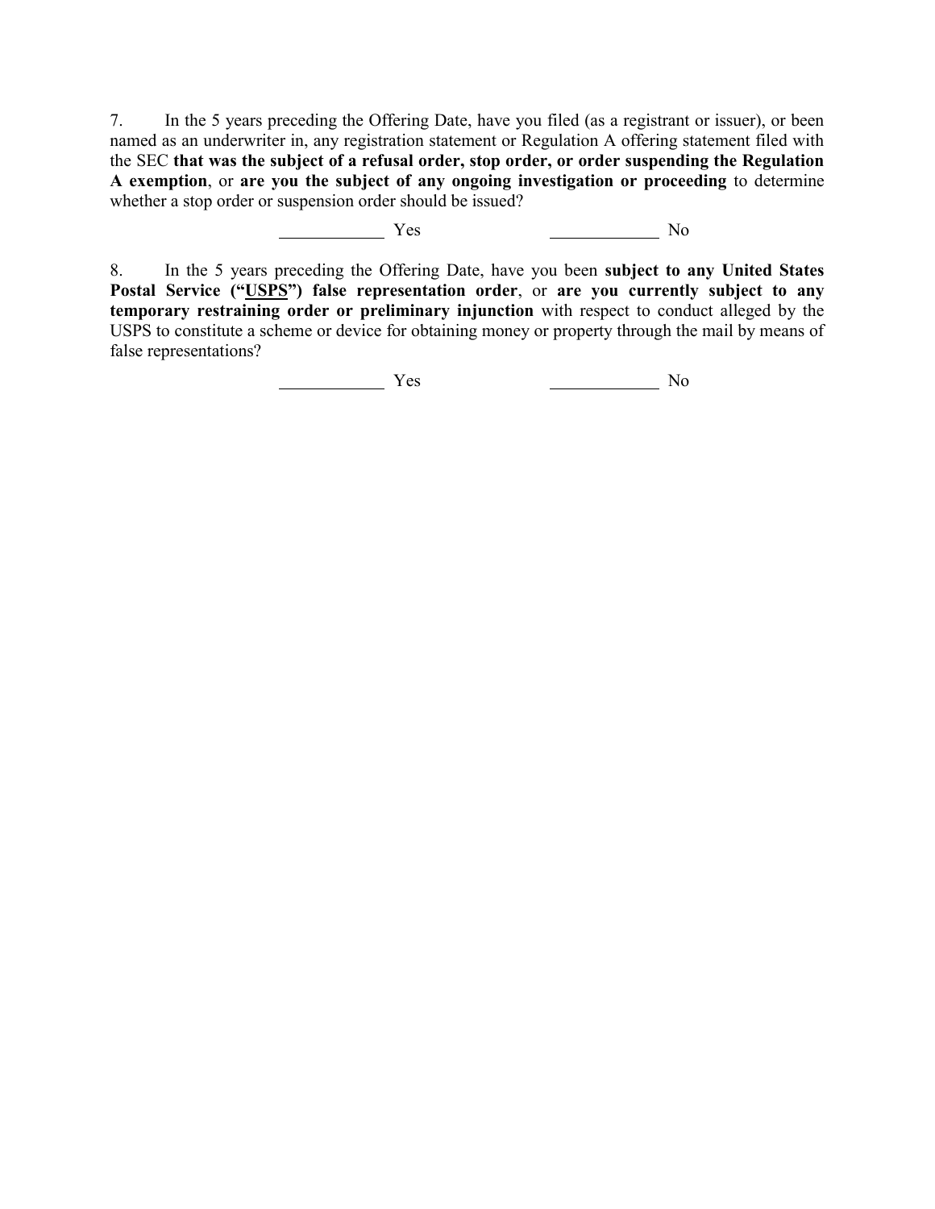7. In the 5 years preceding the Offering Date, have you filed (as a registrant or issuer), or been named as an underwriter in, any registration statement or Regulation A offering statement filed with the SEC **that was the subject of a refusal order, stop order, or order suspending the Regulation A exemption**, or **are you the subject of any ongoing investigation or proceeding** to determine whether a stop order or suspension order should be issued?

\_\_\_\_\_\_\_\_\_\_ Yes \_\_\_\_\_\_\_\_\_\_ No

8. In the 5 years preceding the Offering Date, have you been **subject to any United States Postal Service ("USPS") false representation order**, or **are you currently subject to any temporary restraining order or preliminary injunction** with respect to conduct alleged by the USPS to constitute a scheme or device for obtaining money or property through the mail by means of false representations?

\_\_\_\_\_\_\_\_\_\_ Yes \_\_\_\_\_\_\_\_\_\_ No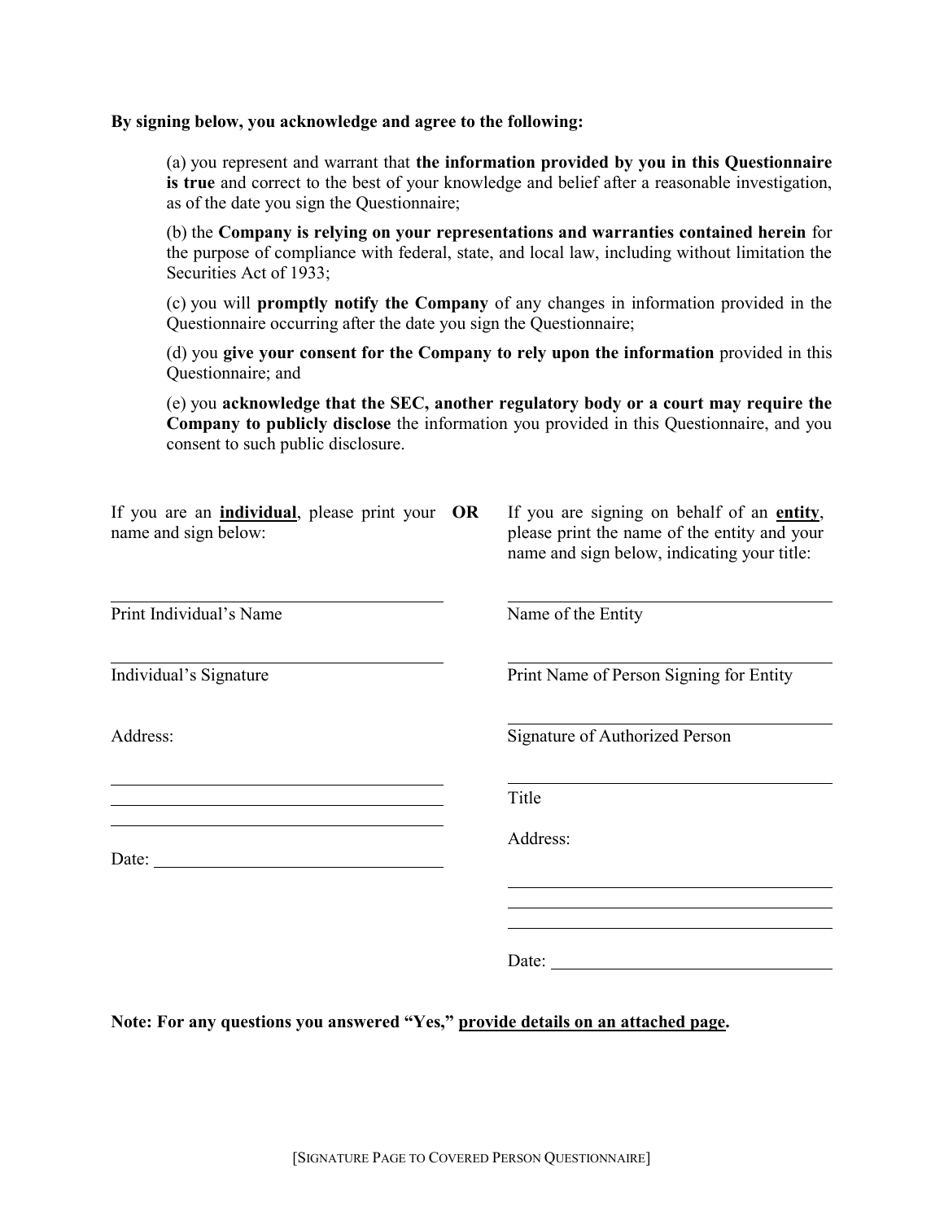**By signing below, you acknowledge and agree to the following:**

(a) you represent and warrant that **the information provided by you in this Questionnaire is true** and correct to the best of your knowledge and belief after a reasonable investigation, as of the date you sign the Questionnaire;

(b) the **Company is relying on your representations and warranties contained herein** for the purpose of compliance with federal, state, and local law, including without limitation the Securities Act of 1933;

(c) you will **promptly notify the Company** of any changes in information provided in the Questionnaire occurring after the date you sign the Questionnaire;

(d) you **give your consent for the Company to rely upon the information** provided in this Questionnaire; and

(e) you **acknowledge that the SEC, another regulatory body or a court may require the Company to publicly disclose** the information you provided in this Questionnaire, and you consent to such public disclosure.

If you are an **individual**, please print your name and sign below:

\_\_\_\_\_\_\_\_\_\_\_\_\_\_\_\_\_\_\_\_\_\_\_\_\_\_\_\_\_\_
Print Individual's Name

\_\_\_\_\_\_\_\_\_\_\_\_\_\_\_\_\_\_\_\_\_\_\_\_\_\_\_\_\_\_
Individual's Signature

Address:

\_\_\_\_\_\_\_\_\_\_\_\_\_\_\_\_\_\_\_\_\_\_\_\_\_\_\_\_\_\_
\_\_\_\_\_\_\_\_\_\_\_\_\_\_\_\_\_\_\_\_\_\_\_\_\_\_\_\_\_\_
\_\_\_\_\_\_\_\_\_\_\_\_\_\_\_\_\_\_\_\_\_\_\_\_\_\_\_\_\_\_

Date: \_\_\_\_\_\_\_\_\_\_\_\_\_\_\_\_\_\_\_\_\_\_\_\_\_\_

**OR**

If you are signing on behalf of an **entity**, please print the name of the entity and your name and sign below, indicating your title:

\_\_\_\_\_\_\_\_\_\_\_\_\_\_\_\_\_\_\_\_\_\_\_\_\_\_\_\_\_\_
Name of the Entity

\_\_\_\_\_\_\_\_\_\_\_\_\_\_\_\_\_\_\_\_\_\_\_\_\_\_\_\_\_\_
Print Name of Person Signing for Entity

\_\_\_\_\_\_\_\_\_\_\_\_\_\_\_\_\_\_\_\_\_\_\_\_\_\_\_\_\_\_
Signature of Authorized Person

\_\_\_\_\_\_\_\_\_\_\_\_\_\_\_\_\_\_\_\_\_\_\_\_\_\_\_\_\_\_
Title

Address:

\_\_\_\_\_\_\_\_\_\_\_\_\_\_\_\_\_\_\_\_\_\_\_\_\_\_\_\_\_\_
\_\_\_\_\_\_\_\_\_\_\_\_\_\_\_\_\_\_\_\_\_\_\_\_\_\_\_\_\_\_
\_\_\_\_\_\_\_\_\_\_\_\_\_\_\_\_\_\_\_\_\_\_\_\_\_\_\_\_\_\_

Date: \_\_\_\_\_\_\_\_\_\_\_\_\_\_\_\_\_\_\_\_\_\_\_\_\_\_

**Note: For any questions you answered "Yes," <u>provide details on an attached page</u>.**

[SIGNATURE PAGE TO COVERED PERSON QUESTIONNAIRE]